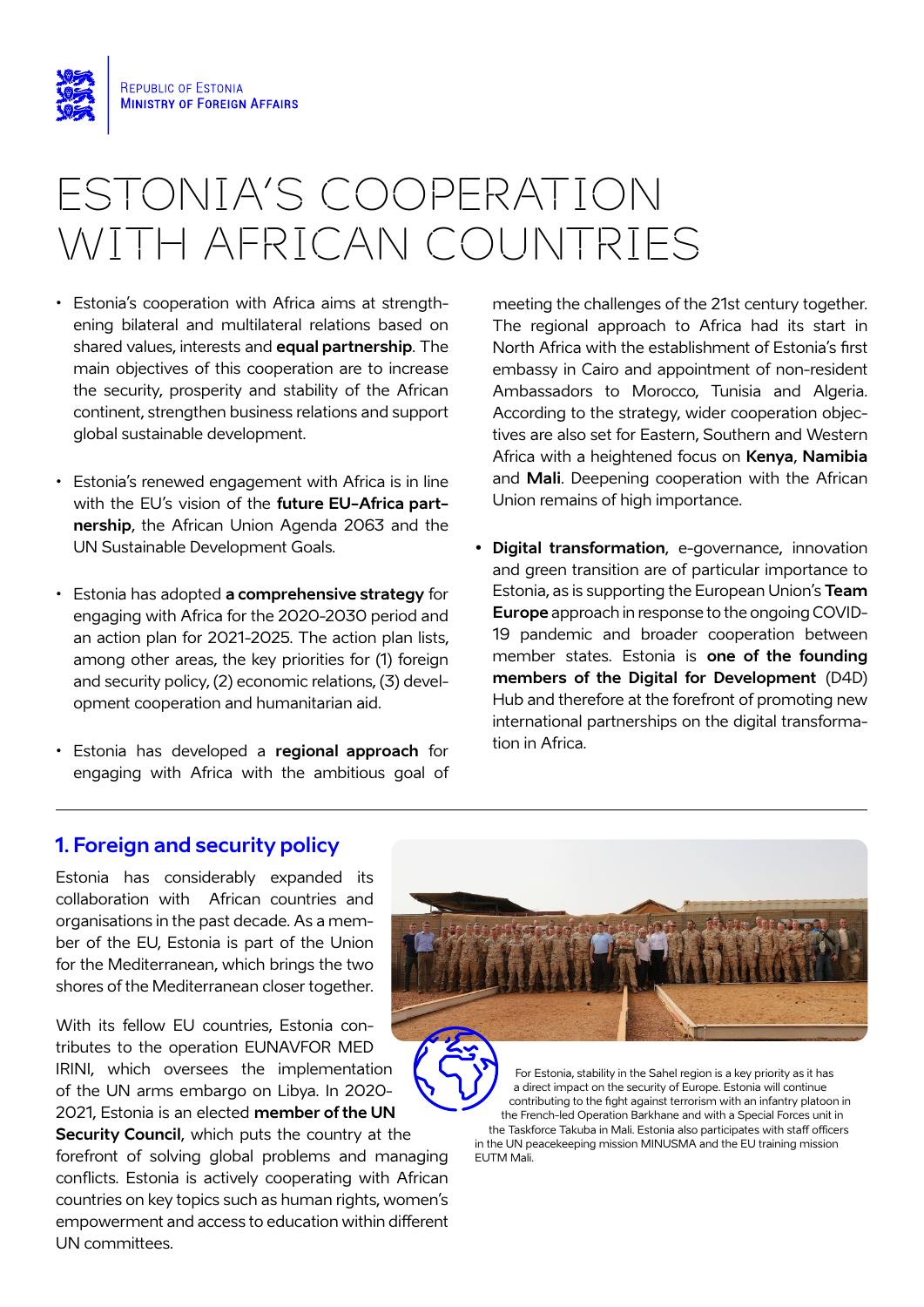Republic of Estonia
Ministry of Foreign Affairs

# ESTONIA'S COOPERATION WITH AFRICAN COUNTRIES

- Estonia's cooperation with Africa aims at strengthening bilateral and multilateral relations based on shared values, interests and **equal partnership**. The main objectives of this cooperation are to increase the security, prosperity and stability of the African continent, strengthen business relations and support global sustainable development.

- Estonia's renewed engagement with Africa is in line with the EU's vision of the **future EU-Africa partnership**, the African Union Agenda 2063 and the UN Sustainable Development Goals.

- Estonia has adopted **a comprehensive strategy** for engaging with Africa for the 2020-2030 period and an action plan for 2021-2025. The action plan lists, among other areas, the key priorities for (1) foreign and security policy, (2) economic relations, (3) development cooperation and humanitarian aid.

- Estonia has developed a **regional approach** for engaging with Africa with the ambitious goal of meeting the challenges of the 21st century together. The regional approach to Africa had its start in North Africa with the establishment of Estonia's first embassy in Cairo and appointment of non-resident Ambassadors to Morocco, Tunisia and Algeria. According to the strategy, wider cooperation objectives are also set for Eastern, Southern and Western Africa with a heightened focus on **Kenya**, **Namibia** and **Mali**. Deepening cooperation with the African Union remains of high importance.

- **Digital transformation**, e-governance, innovation and green transition are of particular importance to Estonia, as is supporting the European Union's **Team Europe** approach in response to the ongoing COVID-19 pandemic and broader cooperation between member states. Estonia is **one of the founding members of the Digital for Development** (D4D) Hub and therefore at the forefront of promoting new international partnerships on the digital transformation in Africa.

## 1. Foreign and security policy

Estonia has considerably expanded its collaboration with African countries and organisations in the past decade. As a member of the EU, Estonia is part of the Union for the Mediterranean, which brings the two shores of the Mediterranean closer together.

With its fellow EU countries, Estonia contributes to the operation EUNAVFOR MED IRINI, which oversees the implementation of the UN arms embargo on Libya. In 2020-2021, Estonia is an elected **member of the UN Security Council**, which puts the country at the forefront of solving global problems and managing conflicts. Estonia is actively cooperating with African countries on key topics such as human rights, women's empowerment and access to education within different UN committees.

For Estonia, stability in the Sahel region is a key priority as it has a direct impact on the security of Europe. Estonia will continue contributing to the fight against terrorism with an infantry platoon in the French-led Operation Barkhane and with a Special Forces unit in the Taskforce Takuba in Mali. Estonia also participates with staff officers in the UN peacekeeping mission MINUSMA and the EU training mission EUTM Mali.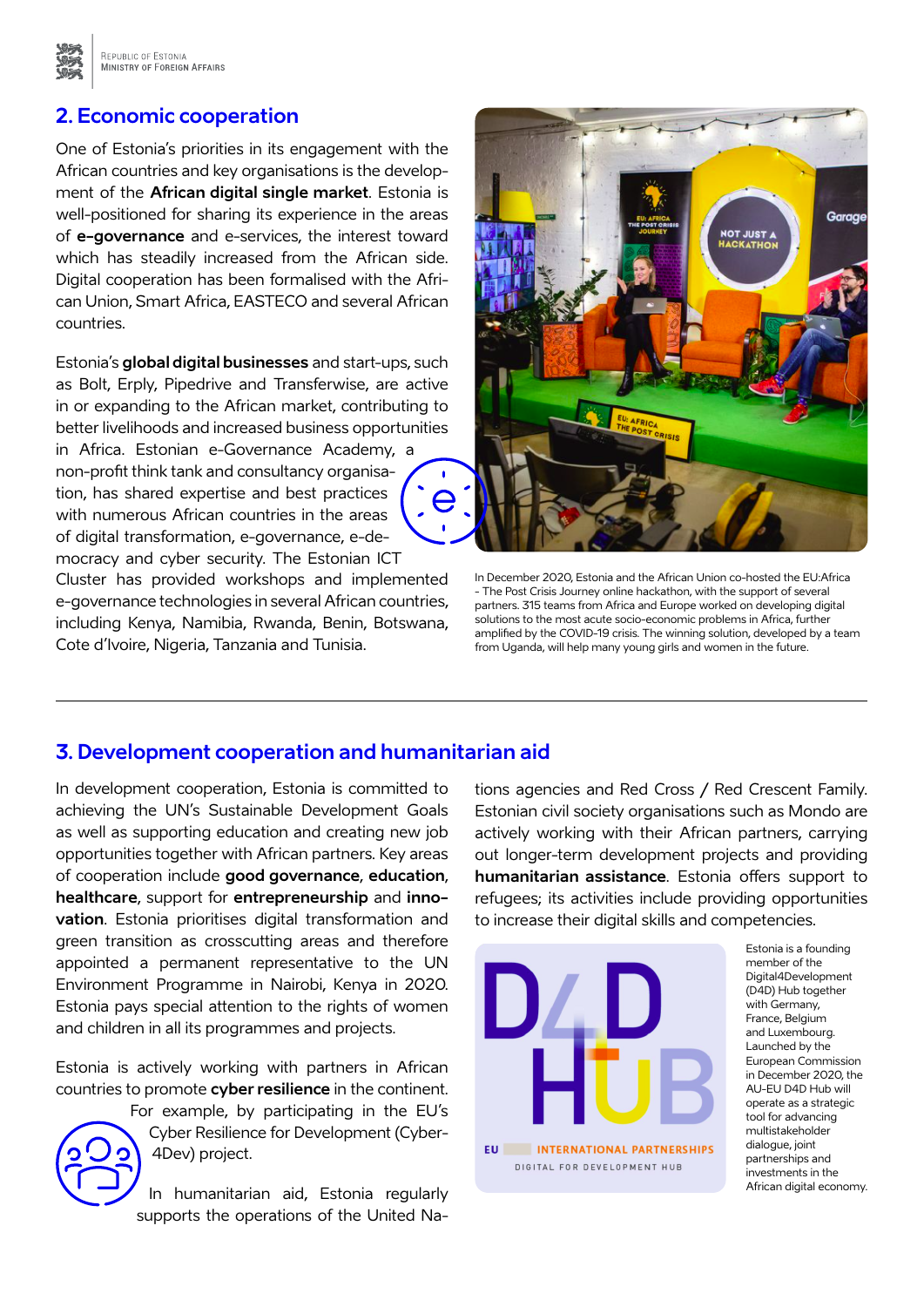## 2. Economic cooperation

One of Estonia's priorities in its engagement with the African countries and key organisations is the development of the **African digital single market**. Estonia is well-positioned for sharing its experience in the areas of **e-governance** and e-services, the interest toward which has steadily increased from the African side. Digital cooperation has been formalised with the African Union, Smart Africa, EASTECO and several African countries.

Estonia's **global digital businesses** and start-ups, such as Bolt, Erply, Pipedrive and Transferwise, are active in or expanding to the African market, contributing to better livelihoods and increased business opportunities in Africa. Estonian e-Governance Academy, a non-profit think tank and consultancy organisation, has shared expertise and best practices with numerous African countries in the areas of digital transformation, e-governance, e-democracy and cyber security. The Estonian ICT Cluster has provided workshops and implemented e-governance technologies in several African countries, including Kenya, Namibia, Rwanda, Benin, Botswana, Cote d'Ivoire, Nigeria, Tanzania and Tunisia.

In December 2020, Estonia and the African Union co-hosted the EU:Africa - The Post Crisis Journey online hackathon, with the support of several partners. 315 teams from Africa and Europe worked on developing digital solutions to the most acute socio-economic problems in Africa, further amplified by the COVID-19 crisis. The winning solution, developed by a team from Uganda, will help many young girls and women in the future.

## 3. Development cooperation and humanitarian aid

In development cooperation, Estonia is committed to achieving the UN's Sustainable Development Goals as well as supporting education and creating new job opportunities together with African partners. Key areas of cooperation include **good governance**, **education**, **healthcare**, support for **entrepreneurship** and **innovation**. Estonia prioritises digital transformation and green transition as crosscutting areas and therefore appointed a permanent representative to the UN Environment Programme in Nairobi, Kenya in 2020. Estonia pays special attention to the rights of women and children in all its programmes and projects.

Estonia is actively working with partners in African countries to promote **cyber resilience** in the continent. For example, by participating in the EU's Cyber Resilience for Development (Cyber-4Dev) project.

In humanitarian aid, Estonia regularly supports the operations of the United Nations agencies and Red Cross / Red Crescent Family. Estonian civil society organisations such as Mondo are actively working with their African partners, carrying out longer-term development projects and providing **humanitarian assistance**. Estonia offers support to refugees; its activities include providing opportunities to increase their digital skills and competencies.

Estonia is a founding member of the Digital4Development (D4D) Hub together with Germany, France, Belgium and Luxembourg. Launched by the European Commission in December 2020, the AU-EU D4D Hub will operate as a strategic multistakeholder dialogue, joint partnerships and investments in the African digital economy.